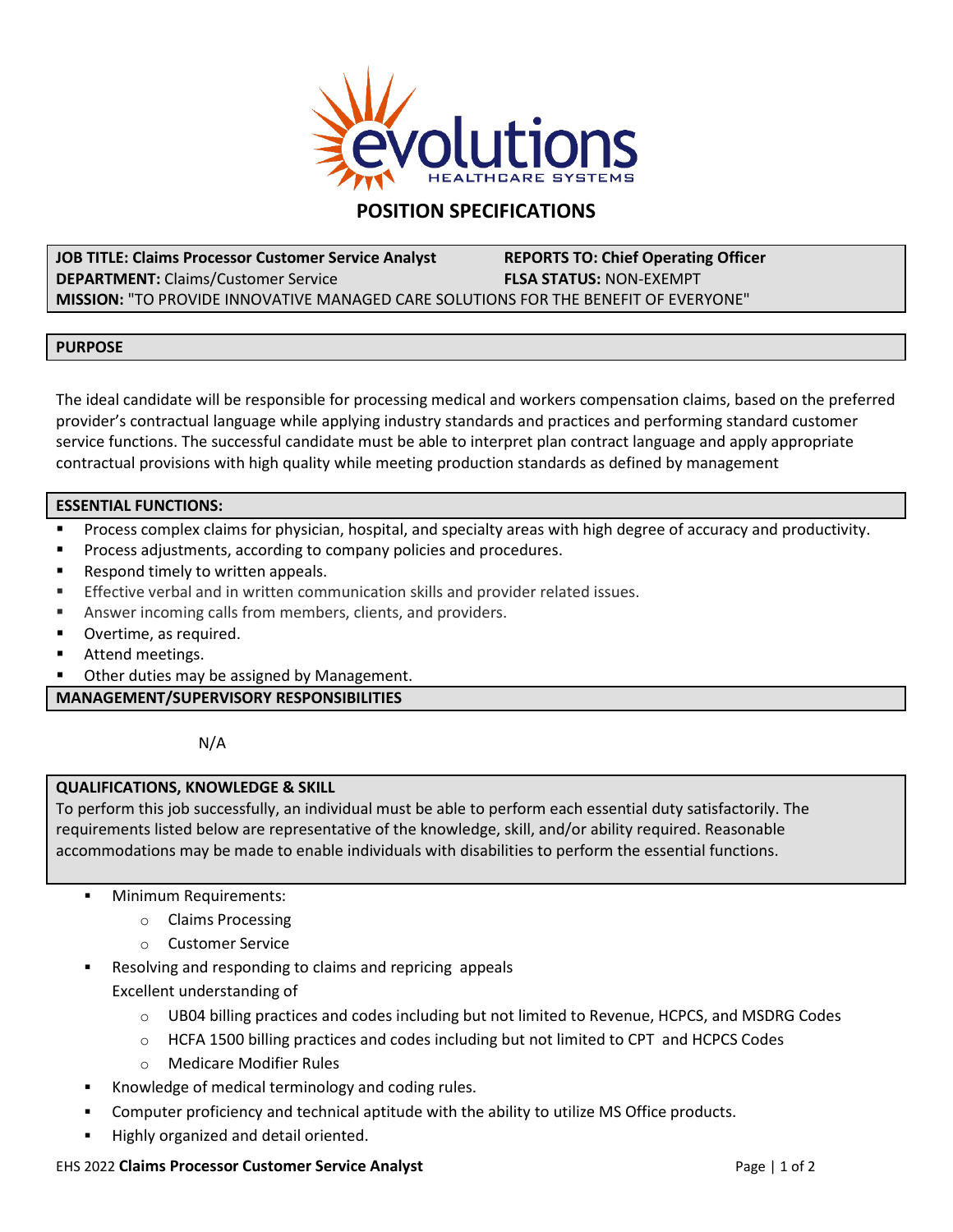# POSITION SPECIFICATIONS

**JOB TITLE: Claims Processor Customer Service Analyst** **REPORTS TO: Chief Operating Officer**
**DEPARTMENT:** Claims/Customer Service **FLSA STATUS:** NON-EXEMPT
**MISSION:** "TO PROVIDE INNOVATIVE MANAGED CARE SOLUTIONS FOR THE BENEFIT OF EVERYONE"

## PURPOSE

The ideal candidate will be responsible for processing medical and workers compensation claims, based on the preferred provider's contractual language while applying industry standards and practices and performing standard customer service functions. The successful candidate must be able to interpret plan contract language and apply appropriate contractual provisions with high quality while meeting production standards as defined by management

## ESSENTIAL FUNCTIONS:

- Process complex claims for physician, hospital, and specialty areas with high degree of accuracy and productivity.
- Process adjustments, according to company policies and procedures.
- Respond timely to written appeals.
- Effective verbal and in written communication skills and provider related issues.
- Answer incoming calls from members, clients, and providers.
- Overtime, as required.
- Attend meetings.
- Other duties may be assigned by Management.

## MANAGEMENT/SUPERVISORY RESPONSIBILITIES

N/A

## QUALIFICATIONS, KNOWLEDGE & SKILL

To perform this job successfully, an individual must be able to perform each essential duty satisfactorily. The requirements listed below are representative of the knowledge, skill, and/or ability required. Reasonable accommodations may be made to enable individuals with disabilities to perform the essential functions.

- Minimum Requirements:
  - Claims Processing
  - Customer Service
- Resolving and responding to claims and repricing appeals
  Excellent understanding of
  - UB04 billing practices and codes including but not limited to Revenue, HCPCS, and MSDRG Codes
  - HCFA 1500 billing practices and codes including but not limited to CPT and HCPCS Codes
  - Medicare Modifier Rules
- Knowledge of medical terminology and coding rules.
- Computer proficiency and technical aptitude with the ability to utilize MS Office products.
- Highly organized and detail oriented.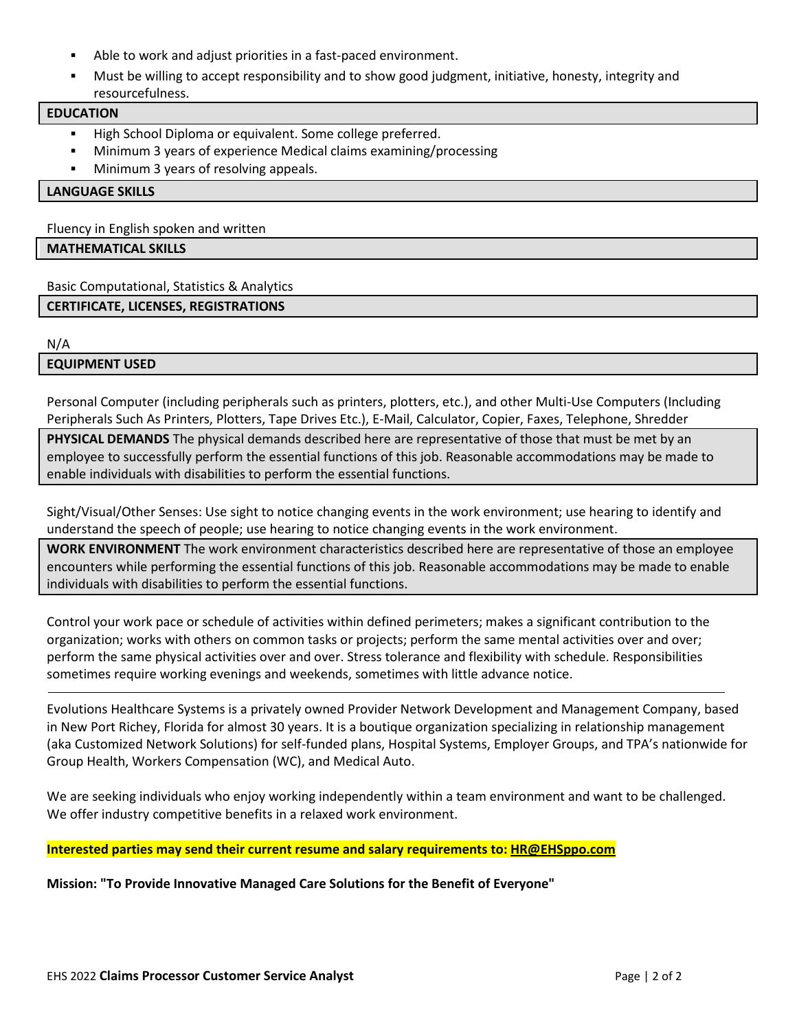- Able to work and adjust priorities in a fast-paced environment.
- Must be willing to accept responsibility and to show good judgment, initiative, honesty, integrity and resourcefulness.

## EDUCATION

- High School Diploma or equivalent. Some college preferred.
- Minimum 3 years of experience Medical claims examining/processing
- Minimum 3 years of resolving appeals.

## LANGUAGE SKILLS

Fluency in English spoken and written

## MATHEMATICAL SKILLS

Basic Computational, Statistics & Analytics

## CERTIFICATE, LICENSES, REGISTRATIONS

N/A

## EQUIPMENT USED

Personal Computer (including peripherals such as printers, plotters, etc.), and other Multi-Use Computers (Including Peripherals Such As Printers, Plotters, Tape Drives Etc.), E-Mail, Calculator, Copier, Faxes, Telephone, Shredder

**PHYSICAL DEMANDS** The physical demands described here are representative of those that must be met by an employee to successfully perform the essential functions of this job. Reasonable accommodations may be made to enable individuals with disabilities to perform the essential functions.

Sight/Visual/Other Senses: Use sight to notice changing events in the work environment; use hearing to identify and understand the speech of people; use hearing to notice changing events in the work environment.

**WORK ENVIRONMENT** The work environment characteristics described here are representative of those an employee encounters while performing the essential functions of this job. Reasonable accommodations may be made to enable individuals with disabilities to perform the essential functions.

Control your work pace or schedule of activities within defined perimeters; makes a significant contribution to the organization; works with others on common tasks or projects; perform the same mental activities over and over; perform the same physical activities over and over. Stress tolerance and flexibility with schedule. Responsibilities sometimes require working evenings and weekends, sometimes with little advance notice.

---

Evolutions Healthcare Systems is a privately owned Provider Network Development and Management Company, based in New Port Richey, Florida for almost 30 years. It is a boutique organization specializing in relationship management (aka Customized Network Solutions) for self-funded plans, Hospital Systems, Employer Groups, and TPA's nationwide for Group Health, Workers Compensation (WC), and Medical Auto.

We are seeking individuals who enjoy working independently within a team environment and want to be challenged. We offer industry competitive benefits in a relaxed work environment.

**Interested parties may send their current resume and salary requirements to: HR@EHSppo.com**

**Mission: "To Provide Innovative Managed Care Solutions for the Benefit of Everyone"**